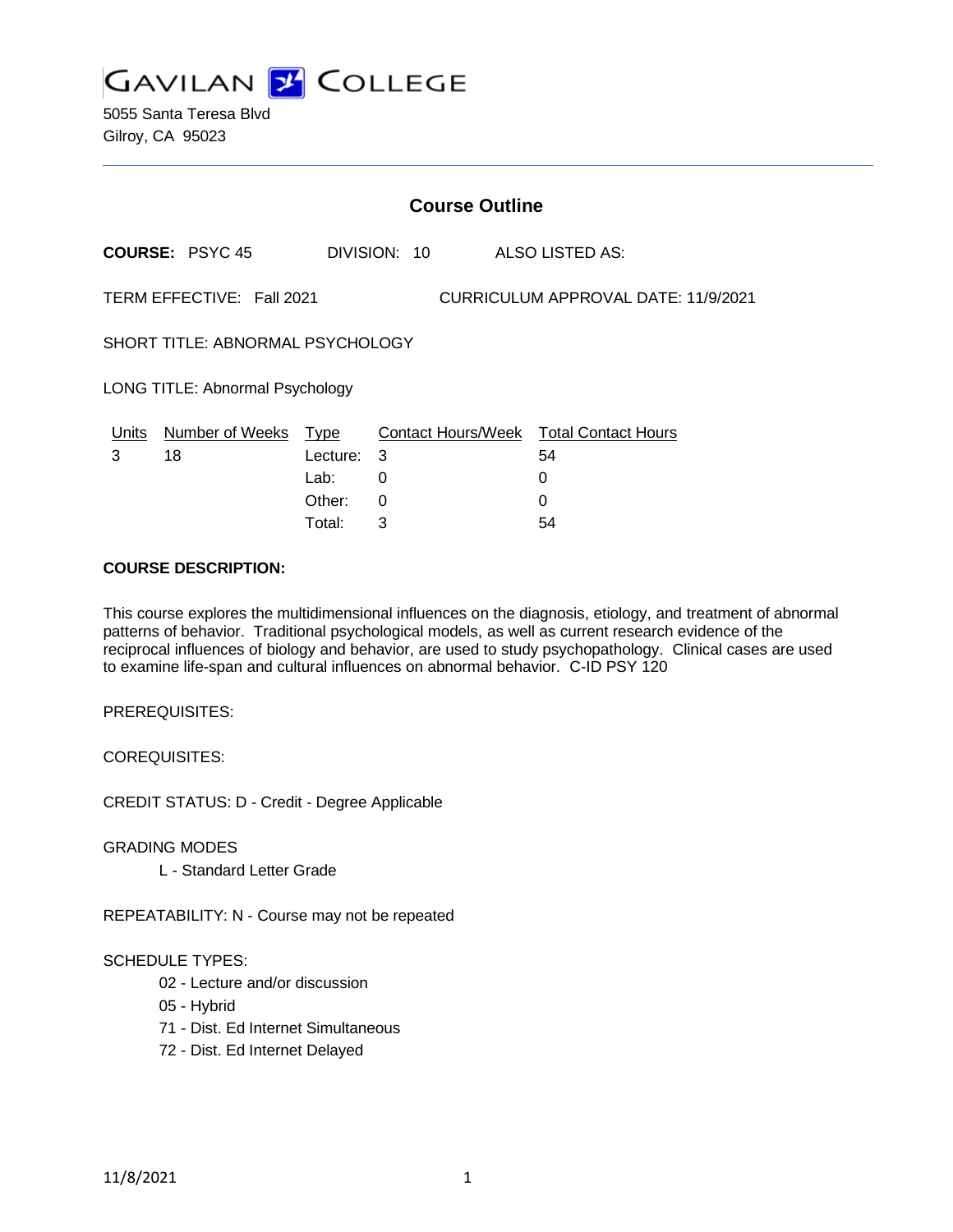# GAVILAN COLLEGE

5055 Santa Teresa Blvd
Gilroy, CA 95023

## Course Outline

**COURSE:** PSYC 45 DIVISION: 10 ALSO LISTED AS:

TERM EFFECTIVE: Fall 2021 CURRICULUM APPROVAL DATE: 11/9/2021

SHORT TITLE: ABNORMAL PSYCHOLOGY

LONG TITLE: Abnormal Psychology

| Units | Number of Weeks | Type | Contact Hours/Week | Total Contact Hours |
|---|---|---|---|---|
| 3 | 18 | Lecture: | 3 | 54 |
| | | Lab: | 0 | 0 |
| | | Other: | 0 | 0 |
| | | Total: | 3 | 54 |

**COURSE DESCRIPTION:**

This course explores the multidimensional influences on the diagnosis, etiology, and treatment of abnormal patterns of behavior. Traditional psychological models, as well as current research evidence of the reciprocal influences of biology and behavior, are used to study psychopathology. Clinical cases are used to examine life-span and cultural influences on abnormal behavior. C-ID PSY 120

PREREQUISITES:

COREQUISITES:

CREDIT STATUS: D - Credit - Degree Applicable

GRADING MODES

- L - Standard Letter Grade

REPEATABILITY: N - Course may not be repeated

SCHEDULE TYPES:

- 02 - Lecture and/or discussion
- 05 - Hybrid
- 71 - Dist. Ed Internet Simultaneous
- 72 - Dist. Ed Internet Delayed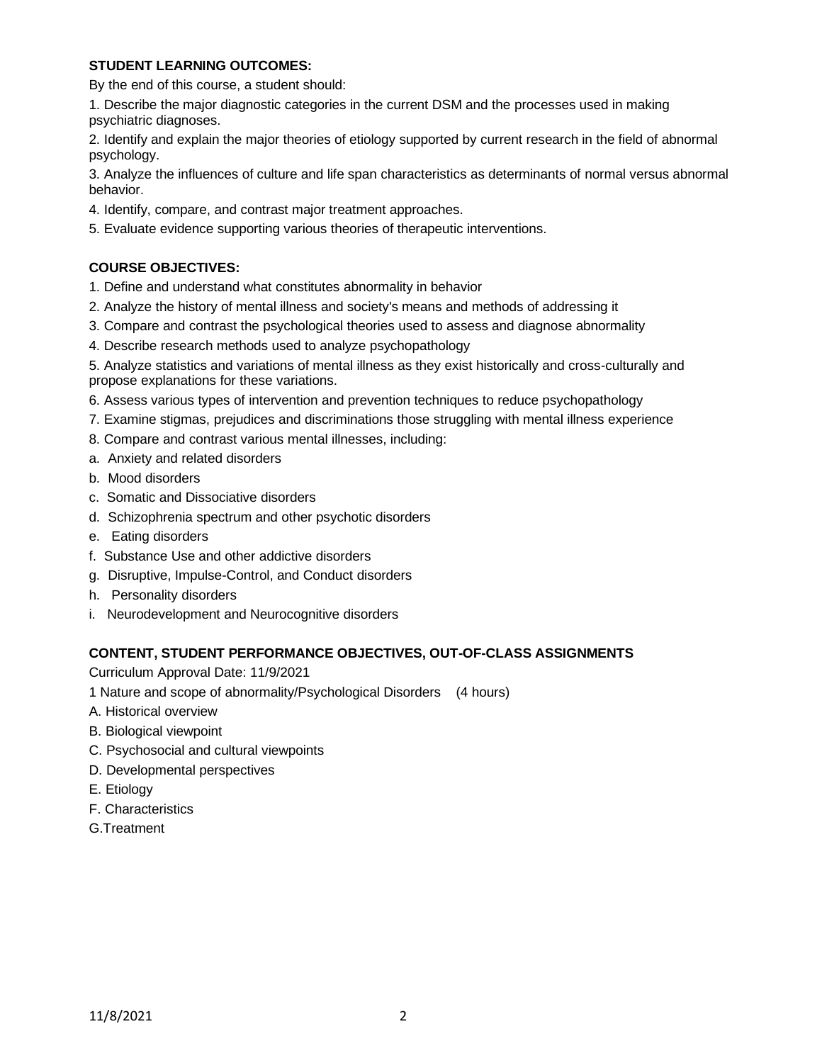**STUDENT LEARNING OUTCOMES:**

By the end of this course, a student should:

1. Describe the major diagnostic categories in the current DSM and the processes used in making psychiatric diagnoses.
2. Identify and explain the major theories of etiology supported by current research in the field of abnormal psychology.
3. Analyze the influences of culture and life span characteristics as determinants of normal versus abnormal behavior.
4. Identify, compare, and contrast major treatment approaches.
5. Evaluate evidence supporting various theories of therapeutic interventions.

**COURSE OBJECTIVES:**

1. Define and understand what constitutes abnormality in behavior
2. Analyze the history of mental illness and society's means and methods of addressing it
3. Compare and contrast the psychological theories used to assess and diagnose abnormality
4. Describe research methods used to analyze psychopathology
5. Analyze statistics and variations of mental illness as they exist historically and cross-culturally and propose explanations for these variations.
6. Assess various types of intervention and prevention techniques to reduce psychopathology
7. Examine stigmas, prejudices and discriminations those struggling with mental illness experience
8. Compare and contrast various mental illnesses, including:

a. Anxiety and related disorders

b. Mood disorders

c. Somatic and Dissociative disorders

d. Schizophrenia spectrum and other psychotic disorders

e. Eating disorders

f. Substance Use and other addictive disorders

g. Disruptive, Impulse-Control, and Conduct disorders

h. Personality disorders

i. Neurodevelopment and Neurocognitive disorders

**CONTENT, STUDENT PERFORMANCE OBJECTIVES, OUT-OF-CLASS ASSIGNMENTS**

Curriculum Approval Date: 11/9/2021

1 Nature and scope of abnormality/Psychological Disorders (4 hours)

A. Historical overview

B. Biological viewpoint

C. Psychosocial and cultural viewpoints

D. Developmental perspectives

E. Etiology

F. Characteristics

G.Treatment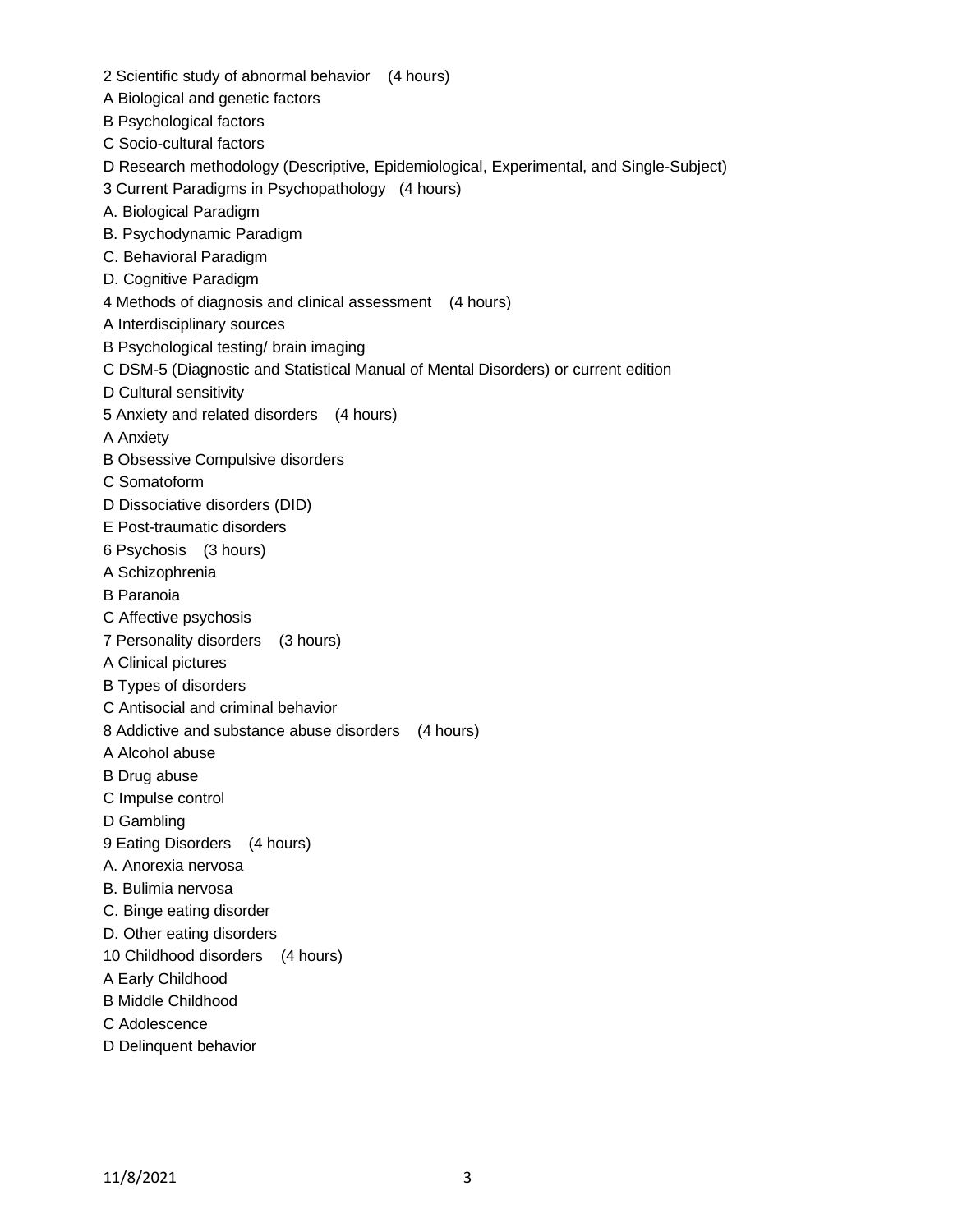2 Scientific study of abnormal behavior (4 hours)

A Biological and genetic factors

B Psychological factors

C Socio-cultural factors

D Research methodology (Descriptive, Epidemiological, Experimental, and Single-Subject)

3 Current Paradigms in Psychopathology (4 hours)

A. Biological Paradigm

B. Psychodynamic Paradigm

C. Behavioral Paradigm

D. Cognitive Paradigm

4 Methods of diagnosis and clinical assessment (4 hours)

A Interdisciplinary sources

B Psychological testing/ brain imaging

C DSM-5 (Diagnostic and Statistical Manual of Mental Disorders) or current edition

D Cultural sensitivity

5 Anxiety and related disorders (4 hours)

A Anxiety

B Obsessive Compulsive disorders

C Somatoform

D Dissociative disorders (DID)

E Post-traumatic disorders

6 Psychosis (3 hours)

A Schizophrenia

B Paranoia

C Affective psychosis

7 Personality disorders (3 hours)

A Clinical pictures

B Types of disorders

C Antisocial and criminal behavior

8 Addictive and substance abuse disorders (4 hours)

A Alcohol abuse

B Drug abuse

C Impulse control

D Gambling

9 Eating Disorders (4 hours)

A. Anorexia nervosa

B. Bulimia nervosa

C. Binge eating disorder

D. Other eating disorders

10 Childhood disorders (4 hours)

A Early Childhood

B Middle Childhood

C Adolescence

D Delinquent behavior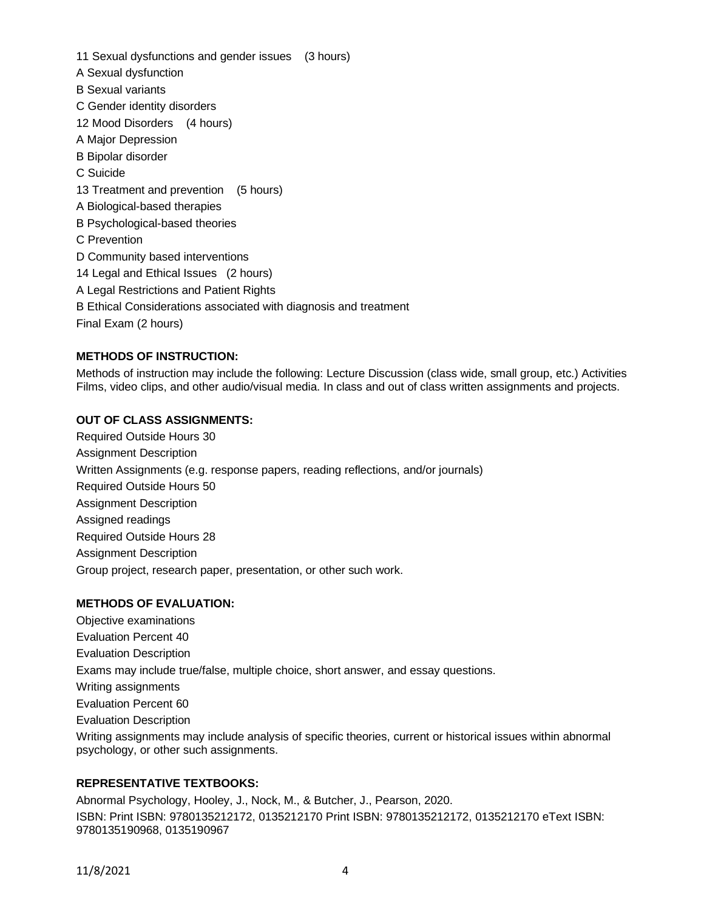11 Sexual dysfunctions and gender issues (3 hours)

A Sexual dysfunction

B Sexual variants

C Gender identity disorders

12 Mood Disorders (4 hours)

A Major Depression

B Bipolar disorder

C Suicide

13 Treatment and prevention (5 hours)

A Biological-based therapies

B Psychological-based theories

C Prevention

D Community based interventions

14 Legal and Ethical Issues (2 hours)

A Legal Restrictions and Patient Rights

B Ethical Considerations associated with diagnosis and treatment

Final Exam (2 hours)

**METHODS OF INSTRUCTION:**

Methods of instruction may include the following: Lecture Discussion (class wide, small group, etc.) Activities Films, video clips, and other audio/visual media. In class and out of class written assignments and projects.

**OUT OF CLASS ASSIGNMENTS:**

Required Outside Hours 30

Assignment Description

Written Assignments (e.g. response papers, reading reflections, and/or journals)

Required Outside Hours 50

Assignment Description

Assigned readings

Required Outside Hours 28

Assignment Description

Group project, research paper, presentation, or other such work.

**METHODS OF EVALUATION:**

Objective examinations

Evaluation Percent 40

Evaluation Description

Exams may include true/false, multiple choice, short answer, and essay questions.

Writing assignments

Evaluation Percent 60

Evaluation Description

Writing assignments may include analysis of specific theories, current or historical issues within abnormal psychology, or other such assignments.

**REPRESENTATIVE TEXTBOOKS:**

Abnormal Psychology, Hooley, J., Nock, M., & Butcher, J., Pearson, 2020.

ISBN: Print ISBN: 9780135212172, 0135212170 Print ISBN: 9780135212172, 0135212170 eText ISBN: 9780135190968, 0135190967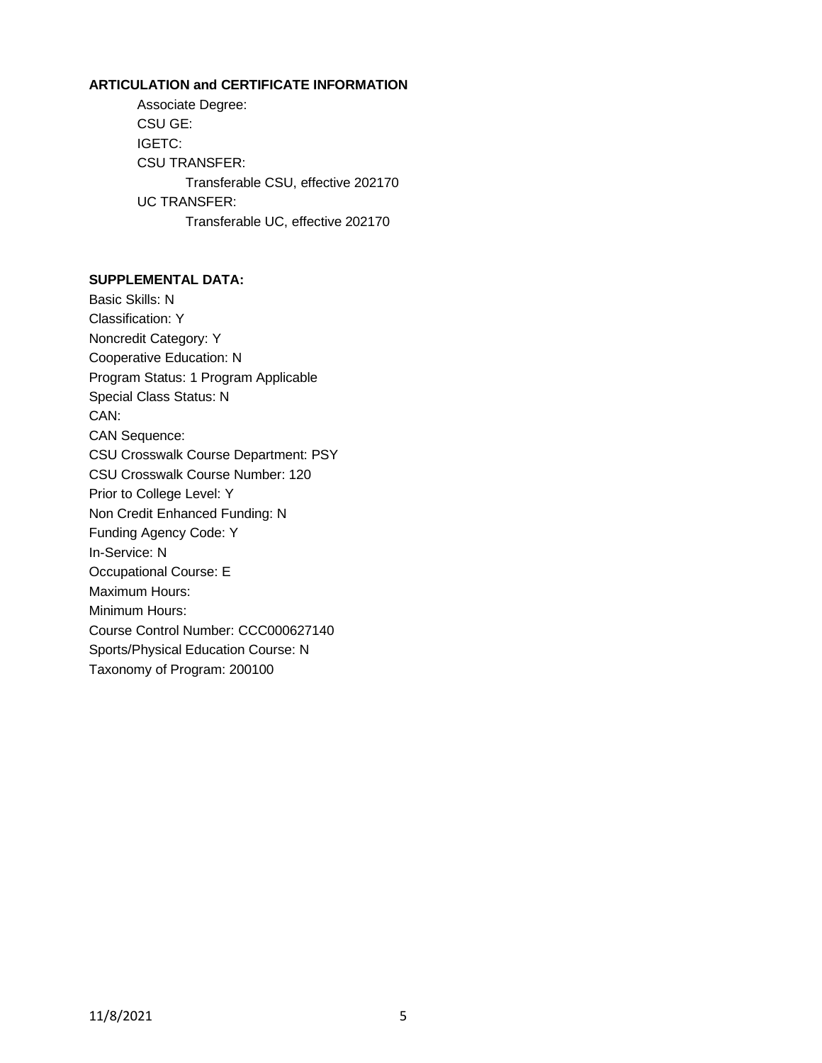**ARTICULATION and CERTIFICATE INFORMATION**

Associate Degree:

CSU GE:

IGETC:

CSU TRANSFER:

Transferable CSU, effective 202170

UC TRANSFER:

Transferable UC, effective 202170

**SUPPLEMENTAL DATA:**

Basic Skills: N
Classification: Y
Noncredit Category: Y
Cooperative Education: N
Program Status: 1 Program Applicable
Special Class Status: N
CAN:
CAN Sequence:
CSU Crosswalk Course Department: PSY
CSU Crosswalk Course Number: 120
Prior to College Level: Y
Non Credit Enhanced Funding: N
Funding Agency Code: Y
In-Service: N
Occupational Course: E
Maximum Hours:
Minimum Hours:
Course Control Number: CCC000627140
Sports/Physical Education Course: N
Taxonomy of Program: 200100